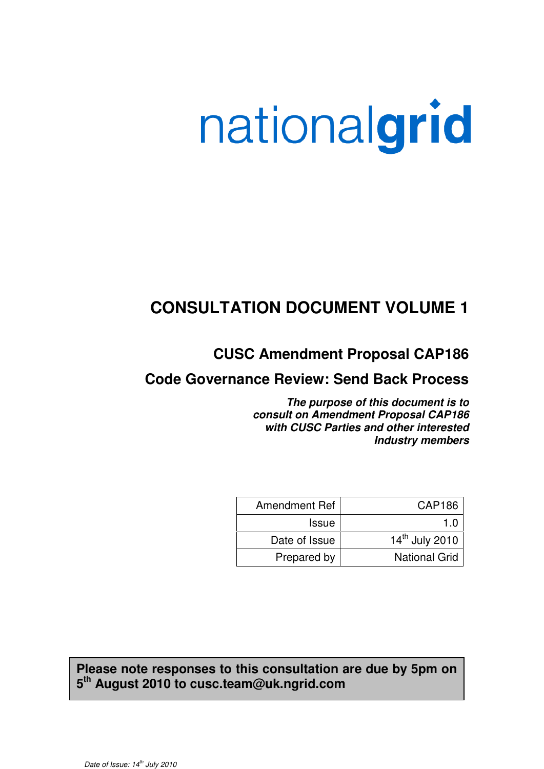nationalgrid

# CONSULTATION DOCUMENT VOLUME 1

## CUSC Amendment Proposal CAP186

## Code Governance Review: Send Back Process

***The purpose of this document is to consult on Amendment Proposal CAP186 with CUSC Parties and other interested Industry members***

| Amendment Ref | CAP186 |
|---|---|
| Issue | 1.0 |
| Date of Issue | 14th July 2010 |
| Prepared by | National Grid |

**Please note responses to this consultation are due by 5pm on 5th August 2010 to cusc.team@uk.ngrid.com**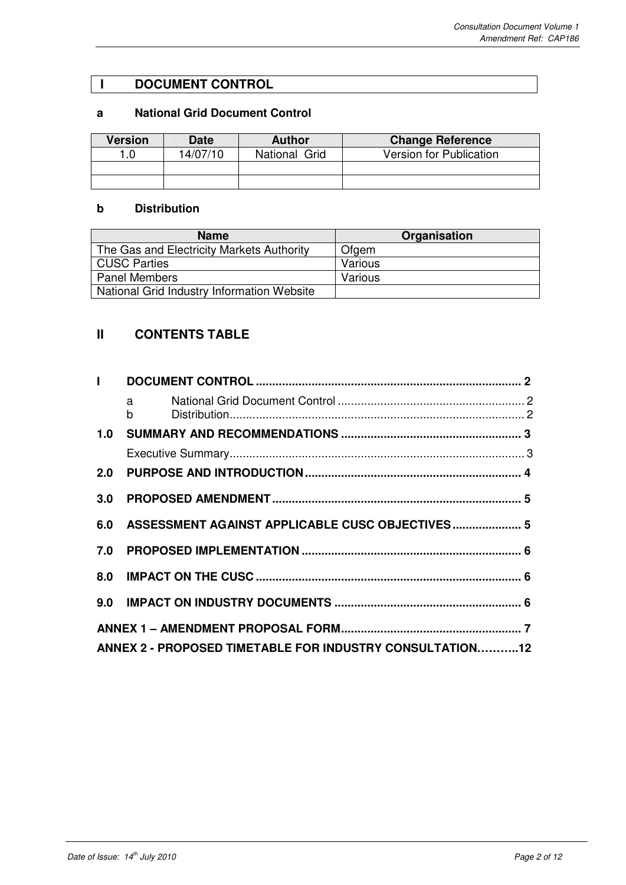## I DOCUMENT CONTROL

### a National Grid Document Control

| Version | Date | Author | Change Reference |
|---|---|---|---|
| 1.0 | 14/07/10 | National Grid | Version for Publication |
| | | | |
| | | | |

### b Distribution

| Name | Organisation |
|---|---|
| The Gas and Electricity Markets Authority | Ofgem |
| CUSC Parties | Various |
| Panel Members | Various |
| National Grid Industry Information Website | |

## II CONTENTS TABLE

**I DOCUMENT CONTROL ........................................................................ 2**

- a National Grid Document Control ......................................................... 2
- b Distribution......................................................................................... 2

**1.0 SUMMARY AND RECOMMENDATIONS ....................................................... 3**

- Executive Summary.......................................................................................... 3

**2.0 PURPOSE AND INTRODUCTION ................................................................. 4**

**3.0 PROPOSED AMENDMENT ........................................................................... 5**

**6.0 ASSESSMENT AGAINST APPLICABLE CUSC OBJECTIVES ..................... 5**

**7.0 PROPOSED IMPLEMENTATION .................................................................. 6**

**8.0 IMPACT ON THE CUSC ................................................................................ 6**

**9.0 IMPACT ON INDUSTRY DOCUMENTS ........................................................ 6**

**ANNEX 1 – AMENDMENT PROPOSAL FORM...................................................... 7**

**ANNEX 2 - PROPOSED TIMETABLE FOR INDUSTRY CONSULTATION………..12**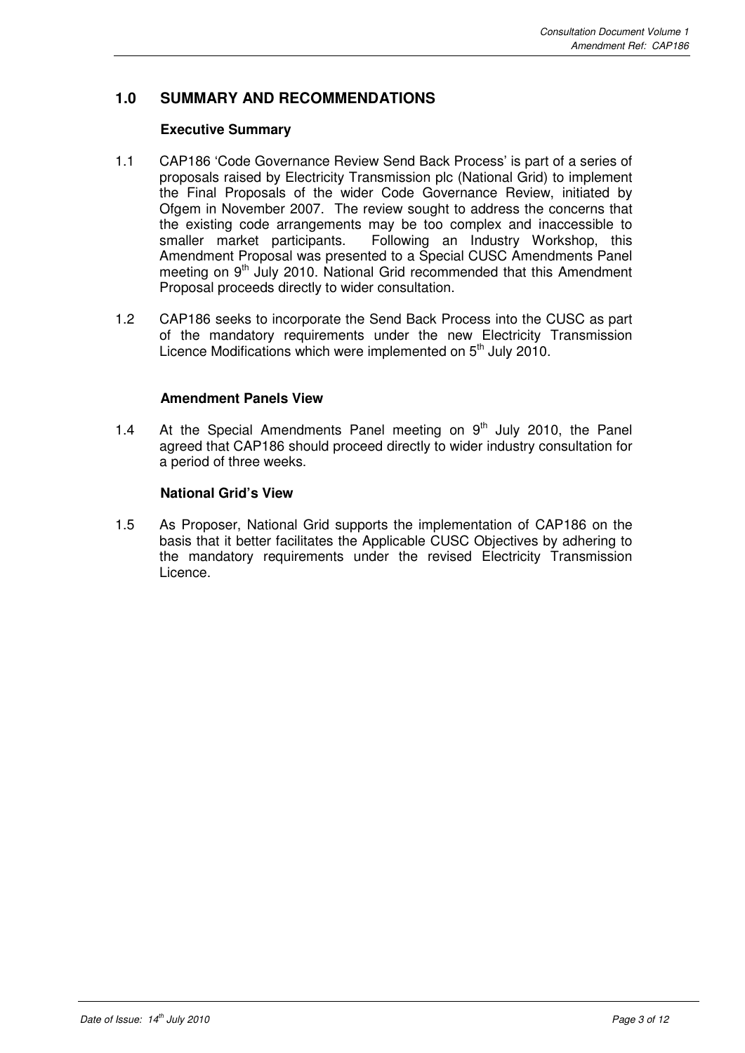## 1.0 SUMMARY AND RECOMMENDATIONS

### Executive Summary

1.1 CAP186 'Code Governance Review Send Back Process' is part of a series of proposals raised by Electricity Transmission plc (National Grid) to implement the Final Proposals of the wider Code Governance Review, initiated by Ofgem in November 2007. The review sought to address the concerns that the existing code arrangements may be too complex and inaccessible to smaller market participants. Following an Industry Workshop, this Amendment Proposal was presented to a Special CUSC Amendments Panel meeting on 9th July 2010. National Grid recommended that this Amendment Proposal proceeds directly to wider consultation.

1.2 CAP186 seeks to incorporate the Send Back Process into the CUSC as part of the mandatory requirements under the new Electricity Transmission Licence Modifications which were implemented on 5th July 2010.

### Amendment Panels View

1.4 At the Special Amendments Panel meeting on 9th July 2010, the Panel agreed that CAP186 should proceed directly to wider industry consultation for a period of three weeks.

### National Grid's View

1.5 As Proposer, National Grid supports the implementation of CAP186 on the basis that it better facilitates the Applicable CUSC Objectives by adhering to the mandatory requirements under the revised Electricity Transmission Licence.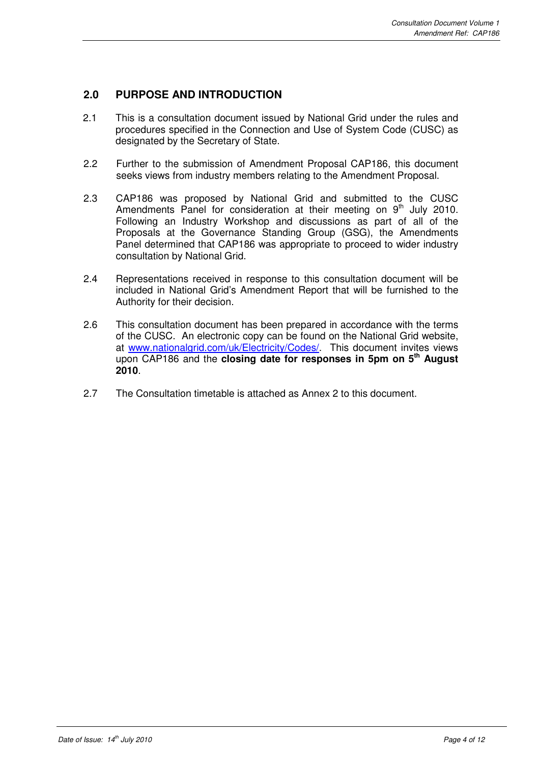## 2.0 PURPOSE AND INTRODUCTION

2.1 This is a consultation document issued by National Grid under the rules and procedures specified in the Connection and Use of System Code (CUSC) as designated by the Secretary of State.

2.2 Further to the submission of Amendment Proposal CAP186, this document seeks views from industry members relating to the Amendment Proposal.

2.3 CAP186 was proposed by National Grid and submitted to the CUSC Amendments Panel for consideration at their meeting on 9th July 2010. Following an Industry Workshop and discussions as part of all of the Proposals at the Governance Standing Group (GSG), the Amendments Panel determined that CAP186 was appropriate to proceed to wider industry consultation by National Grid.

2.4 Representations received in response to this consultation document will be included in National Grid's Amendment Report that will be furnished to the Authority for their decision.

2.6 This consultation document has been prepared in accordance with the terms of the CUSC. An electronic copy can be found on the National Grid website, at [www.nationalgrid.com/uk/Electricity/Codes/](www.nationalgrid.com/uk/Electricity/Codes/). This document invites views upon CAP186 and the **closing date for responses in 5pm on 5th August 2010**.

2.7 The Consultation timetable is attached as Annex 2 to this document.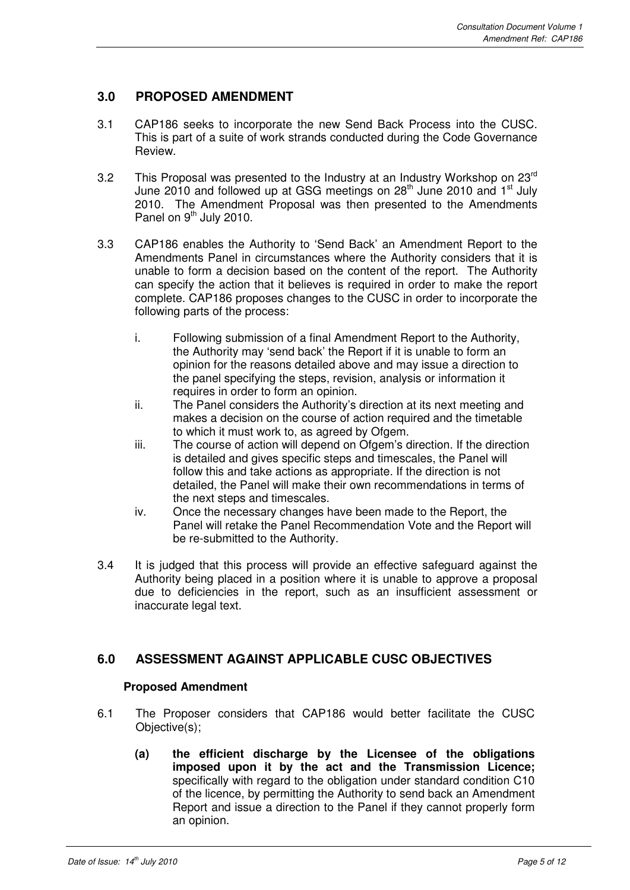## 3.0 PROPOSED AMENDMENT

3.1 CAP186 seeks to incorporate the new Send Back Process into the CUSC. This is part of a suite of work strands conducted during the Code Governance Review.

3.2 This Proposal was presented to the Industry at an Industry Workshop on 23rd June 2010 and followed up at GSG meetings on 28th June 2010 and 1st July 2010. The Amendment Proposal was then presented to the Amendments Panel on 9th July 2010.

3.3 CAP186 enables the Authority to 'Send Back' an Amendment Report to the Amendments Panel in circumstances where the Authority considers that it is unable to form a decision based on the content of the report. The Authority can specify the action that it believes is required in order to make the report complete. CAP186 proposes changes to the CUSC in order to incorporate the following parts of the process:

i. Following submission of a final Amendment Report to the Authority, the Authority may 'send back' the Report if it is unable to form an opinion for the reasons detailed above and may issue a direction to the panel specifying the steps, revision, analysis or information it requires in order to form an opinion.

ii. The Panel considers the Authority's direction at its next meeting and makes a decision on the course of action required and the timetable to which it must work to, as agreed by Ofgem.

iii. The course of action will depend on Ofgem's direction. If the direction is detailed and gives specific steps and timescales, the Panel will follow this and take actions as appropriate. If the direction is not detailed, the Panel will make their own recommendations in terms of the next steps and timescales.

iv. Once the necessary changes have been made to the Report, the Panel will retake the Panel Recommendation Vote and the Report will be re-submitted to the Authority.

3.4 It is judged that this process will provide an effective safeguard against the Authority being placed in a position where it is unable to approve a proposal due to deficiencies in the report, such as an insufficient assessment or inaccurate legal text.

## 6.0 ASSESSMENT AGAINST APPLICABLE CUSC OBJECTIVES

**Proposed Amendment**

6.1 The Proposer considers that CAP186 would better facilitate the CUSC Objective(s);

**(a) the efficient discharge by the Licensee of the obligations imposed upon it by the act and the Transmission Licence;** specifically with regard to the obligation under standard condition C10 of the licence, by permitting the Authority to send back an Amendment Report and issue a direction to the Panel if they cannot properly form an opinion.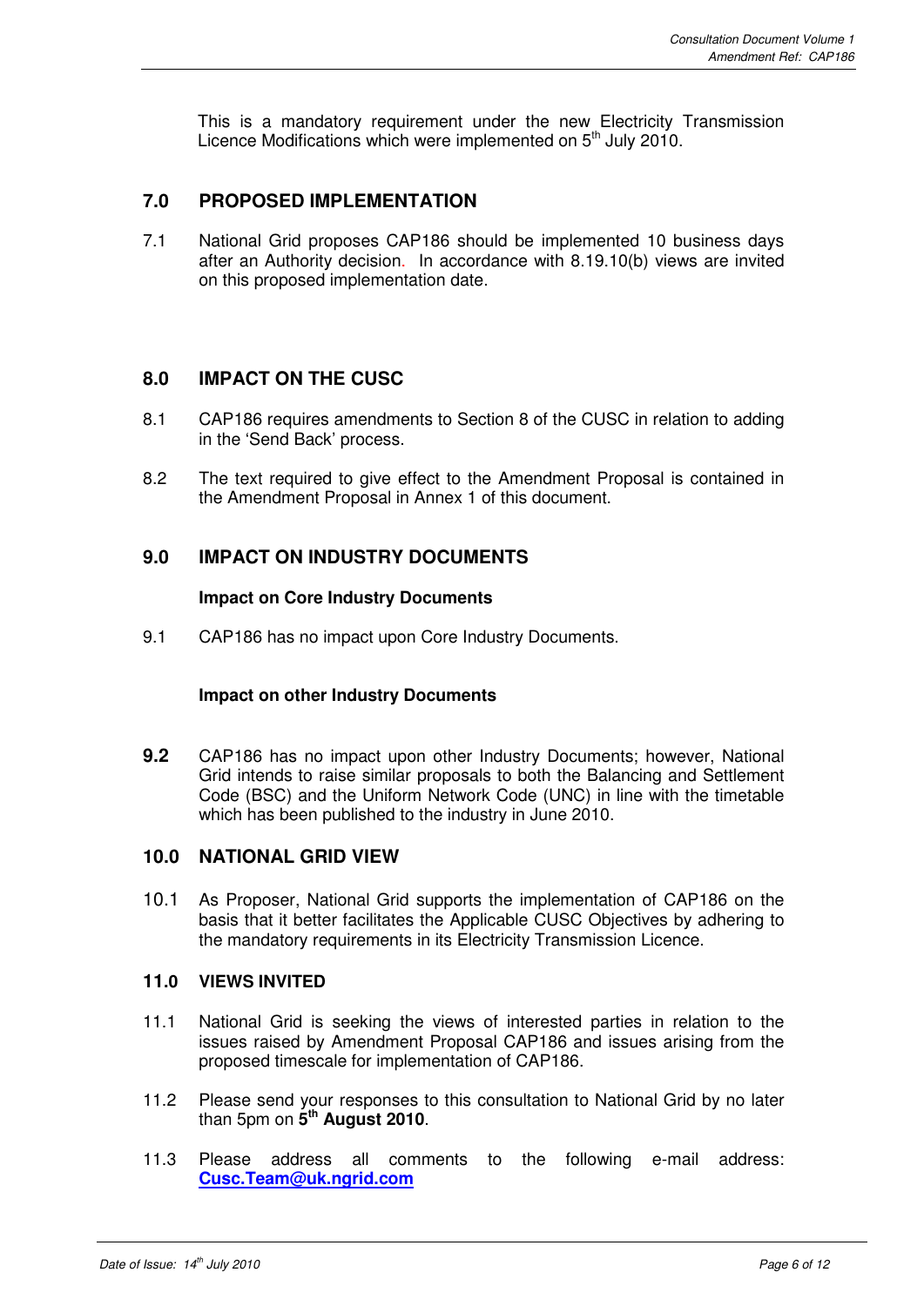This is a mandatory requirement under the new Electricity Transmission Licence Modifications which were implemented on 5th July 2010.

## 7.0 PROPOSED IMPLEMENTATION

7.1 National Grid proposes CAP186 should be implemented 10 business days after an Authority decision. In accordance with 8.19.10(b) views are invited on this proposed implementation date.

## 8.0 IMPACT ON THE CUSC

8.1 CAP186 requires amendments to Section 8 of the CUSC in relation to adding in the 'Send Back' process.

8.2 The text required to give effect to the Amendment Proposal is contained in the Amendment Proposal in Annex 1 of this document.

## 9.0 IMPACT ON INDUSTRY DOCUMENTS

**Impact on Core Industry Documents**

9.1 CAP186 has no impact upon Core Industry Documents.

**Impact on other Industry Documents**

**9.2** CAP186 has no impact upon other Industry Documents; however, National Grid intends to raise similar proposals to both the Balancing and Settlement Code (BSC) and the Uniform Network Code (UNC) in line with the timetable which has been published to the industry in June 2010.

## 10.0 NATIONAL GRID VIEW

10.1 As Proposer, National Grid supports the implementation of CAP186 on the basis that it better facilitates the Applicable CUSC Objectives by adhering to the mandatory requirements in its Electricity Transmission Licence.

## 11.0 VIEWS INVITED

11.1 National Grid is seeking the views of interested parties in relation to the issues raised by Amendment Proposal CAP186 and issues arising from the proposed timescale for implementation of CAP186.

11.2 Please send your responses to this consultation to National Grid by no later than 5pm on **5th August 2010**.

11.3 Please address all comments to the following e-mail address: **Cusc.Team@uk.ngrid.com**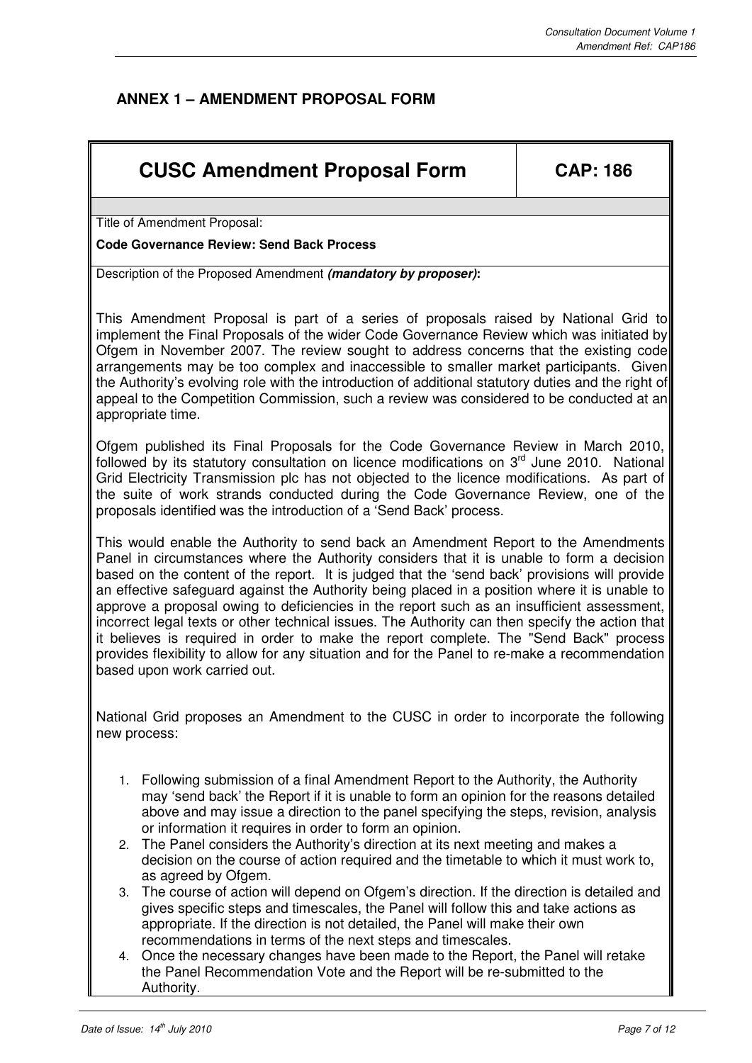## ANNEX 1 – AMENDMENT PROPOSAL FORM

| CUSC Amendment Proposal Form | CAP: 186 |
|---|---|

Title of Amendment Proposal:

**Code Governance Review: Send Back Process**

Description of the Proposed Amendment ***(mandatory by proposer)*:**

This Amendment Proposal is part of a series of proposals raised by National Grid to implement the Final Proposals of the wider Code Governance Review which was initiated by Ofgem in November 2007. The review sought to address concerns that the existing code arrangements may be too complex and inaccessible to smaller market participants. Given the Authority's evolving role with the introduction of additional statutory duties and the right of appeal to the Competition Commission, such a review was considered to be conducted at an appropriate time.

Ofgem published its Final Proposals for the Code Governance Review in March 2010, followed by its statutory consultation on licence modifications on 3rd June 2010. National Grid Electricity Transmission plc has not objected to the licence modifications. As part of the suite of work strands conducted during the Code Governance Review, one of the proposals identified was the introduction of a 'Send Back' process.

This would enable the Authority to send back an Amendment Report to the Amendments Panel in circumstances where the Authority considers that it is unable to form a decision based on the content of the report. It is judged that the 'send back' provisions will provide an effective safeguard against the Authority being placed in a position where it is unable to approve a proposal owing to deficiencies in the report such as an insufficient assessment, incorrect legal texts or other technical issues. The Authority can then specify the action that it believes is required in order to make the report complete. The "Send Back" process provides flexibility to allow for any situation and for the Panel to re-make a recommendation based upon work carried out.

National Grid proposes an Amendment to the CUSC in order to incorporate the following new process:

1. Following submission of a final Amendment Report to the Authority, the Authority may 'send back' the Report if it is unable to form an opinion for the reasons detailed above and may issue a direction to the panel specifying the steps, revision, analysis or information it requires in order to form an opinion.
2. The Panel considers the Authority's direction at its next meeting and makes a decision on the course of action required and the timetable to which it must work to, as agreed by Ofgem.
3. The course of action will depend on Ofgem's direction. If the direction is detailed and gives specific steps and timescales, the Panel will follow this and take actions as appropriate. If the direction is not detailed, the Panel will make their own recommendations in terms of the next steps and timescales.
4. Once the necessary changes have been made to the Report, the Panel will retake the Panel Recommendation Vote and the Report will be re-submitted to the Authority.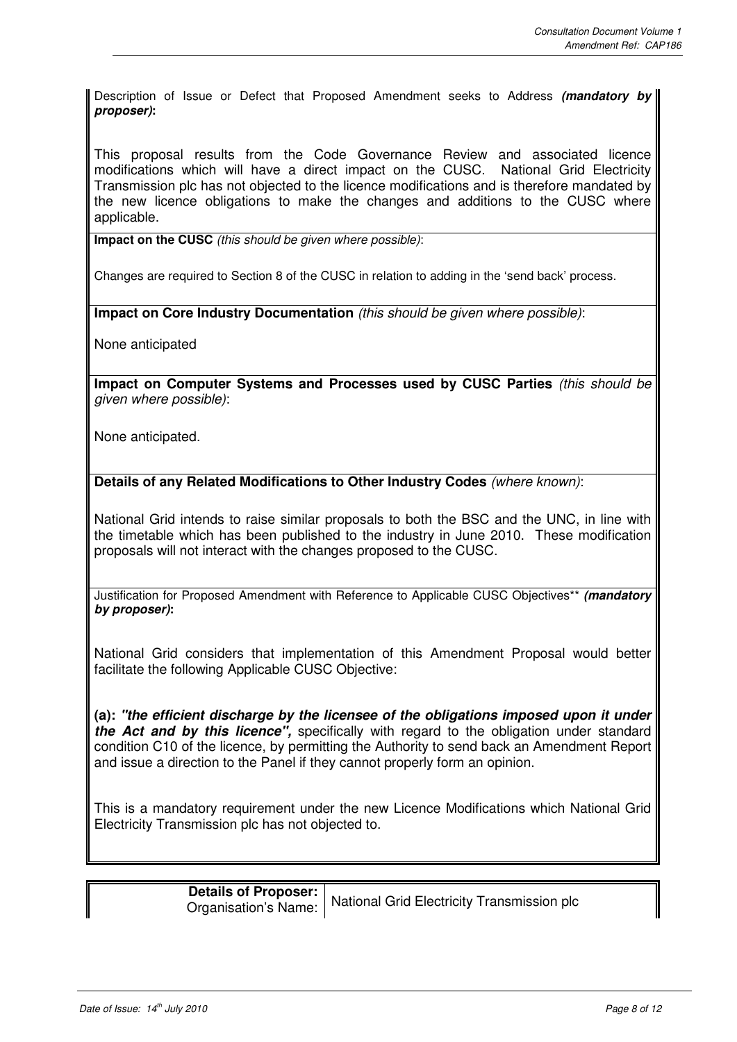Description of Issue or Defect that Proposed Amendment seeks to Address ***(mandatory by proposer)*:**

This proposal results from the Code Governance Review and associated licence modifications which will have a direct impact on the CUSC. National Grid Electricity Transmission plc has not objected to the licence modifications and is therefore mandated by the new licence obligations to make the changes and additions to the CUSC where applicable.

**Impact on the CUSC** *(this should be given where possible)*:

Changes are required to Section 8 of the CUSC in relation to adding in the 'send back' process.

**Impact on Core Industry Documentation** *(this should be given where possible)*:

None anticipated

**Impact on Computer Systems and Processes used by CUSC Parties** *(this should be given where possible)*:

None anticipated.

**Details of any Related Modifications to Other Industry Codes** *(where known)*:

National Grid intends to raise similar proposals to both the BSC and the UNC, in line with the timetable which has been published to the industry in June 2010. These modification proposals will not interact with the changes proposed to the CUSC.

Justification for Proposed Amendment with Reference to Applicable CUSC Objectives** ***(mandatory by proposer)*:**

National Grid considers that implementation of this Amendment Proposal would better facilitate the following Applicable CUSC Objective:

**(a):** ***"the efficient discharge by the licensee of the obligations imposed upon it under the Act and by this licence",*** specifically with regard to the obligation under standard condition C10 of the licence, by permitting the Authority to send back an Amendment Report and issue a direction to the Panel if they cannot properly form an opinion.

This is a mandatory requirement under the new Licence Modifications which National Grid Electricity Transmission plc has not objected to.

| **Details of Proposer:** Organisation's Name: | National Grid Electricity Transmission plc |
| --- | --- |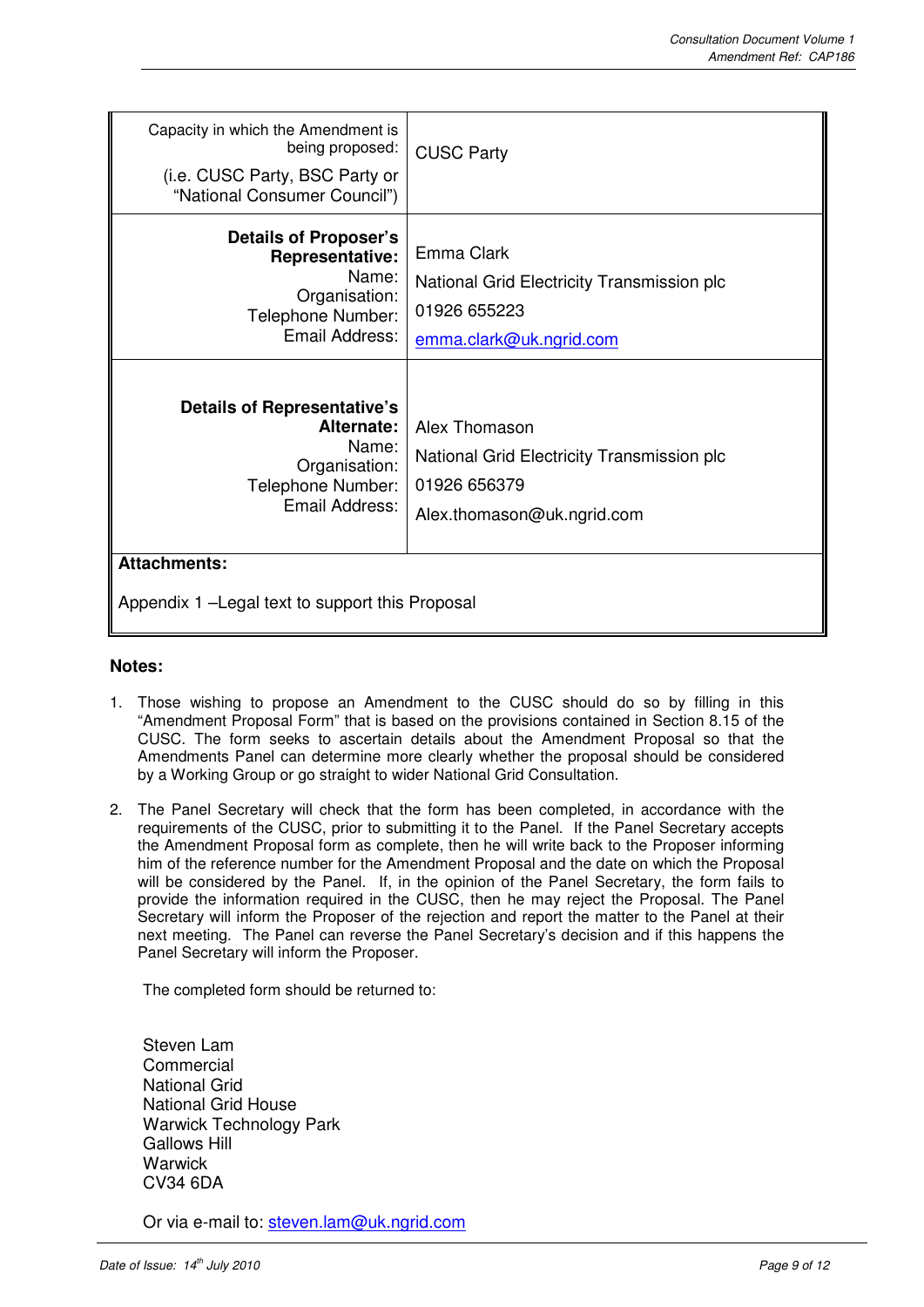| | |
|---|---|
| Capacity in which the Amendment is being proposed: (i.e. CUSC Party, BSC Party or "National Consumer Council") | CUSC Party |
| **Details of Proposer's Representative:** Name: Organisation: Telephone Number: Email Address: | Emma Clark<br>National Grid Electricity Transmission plc<br>01926 655223<br>emma.clark@uk.ngrid.com |
| **Details of Representative's Alternate:** Name: Organisation: Telephone Number: Email Address: | Alex Thomason<br>National Grid Electricity Transmission plc<br>01926 656379<br>Alex.thomason@uk.ngrid.com |
| **Attachments:**<br><br>Appendix 1 –Legal text to support this Proposal | |

**Notes:**

1. Those wishing to propose an Amendment to the CUSC should do so by filling in this "Amendment Proposal Form" that is based on the provisions contained in Section 8.15 of the CUSC. The form seeks to ascertain details about the Amendment Proposal so that the Amendments Panel can determine more clearly whether the proposal should be considered by a Working Group or go straight to wider National Grid Consultation.

2. The Panel Secretary will check that the form has been completed, in accordance with the requirements of the CUSC, prior to submitting it to the Panel. If the Panel Secretary accepts the Amendment Proposal form as complete, then he will write back to the Proposer informing him of the reference number for the Amendment Proposal and the date on which the Proposal will be considered by the Panel. If, in the opinion of the Panel Secretary, the form fails to provide the information required in the CUSC, then he may reject the Proposal. The Panel Secretary will inform the Proposer of the rejection and report the matter to the Panel at their next meeting. The Panel can reverse the Panel Secretary's decision and if this happens the Panel Secretary will inform the Proposer.

   The completed form should be returned to:

   Steven Lam
   Commercial
   National Grid
   National Grid House
   Warwick Technology Park
   Gallows Hill
   Warwick
   CV34 6DA

   Or via e-mail to: steven.lam@uk.ngrid.com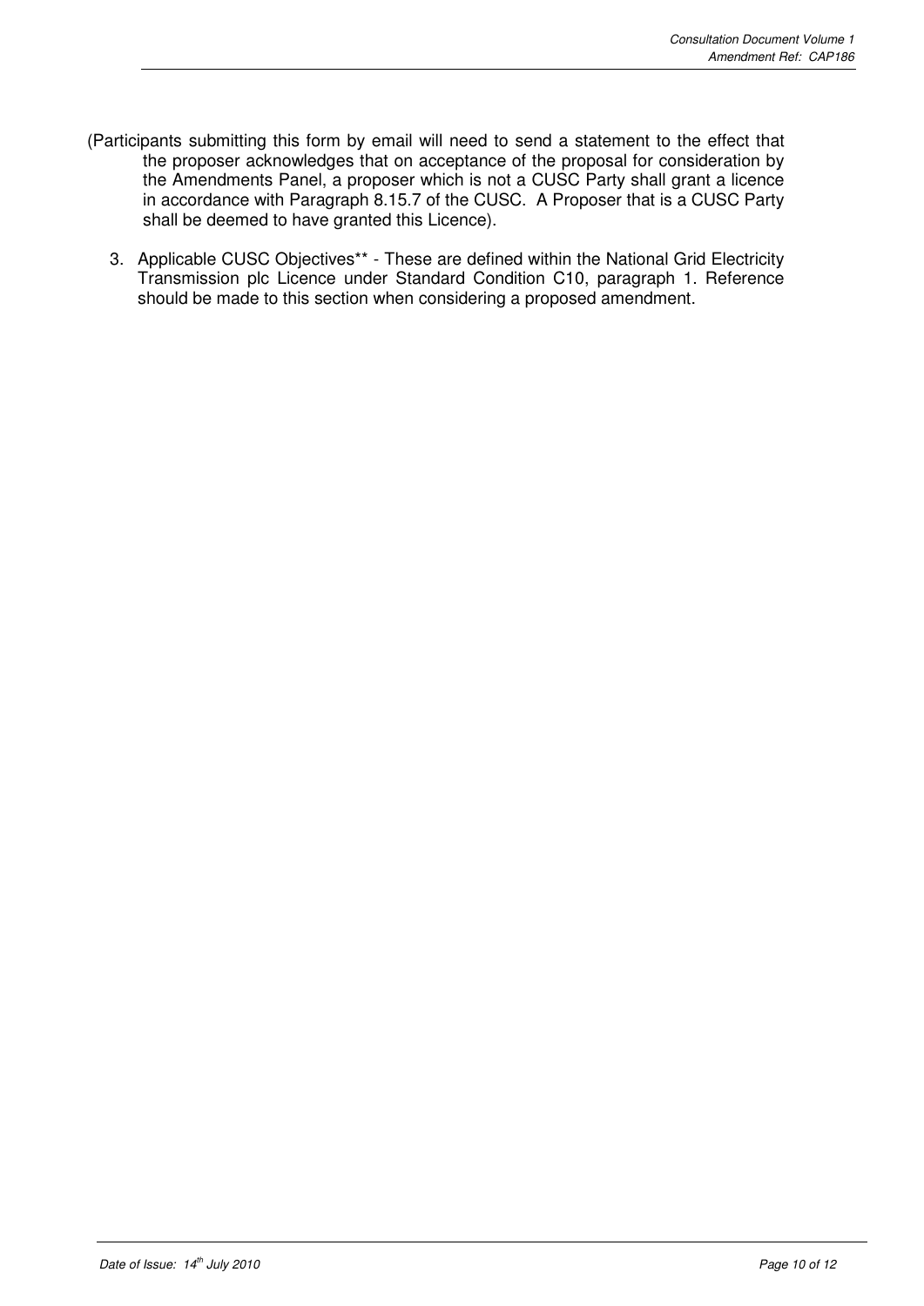(Participants submitting this form by email will need to send a statement to the effect that the proposer acknowledges that on acceptance of the proposal for consideration by the Amendments Panel, a proposer which is not a CUSC Party shall grant a licence in accordance with Paragraph 8.15.7 of the CUSC. A Proposer that is a CUSC Party shall be deemed to have granted this Licence).

3. Applicable CUSC Objectives** - These are defined within the National Grid Electricity Transmission plc Licence under Standard Condition C10, paragraph 1. Reference should be made to this section when considering a proposed amendment.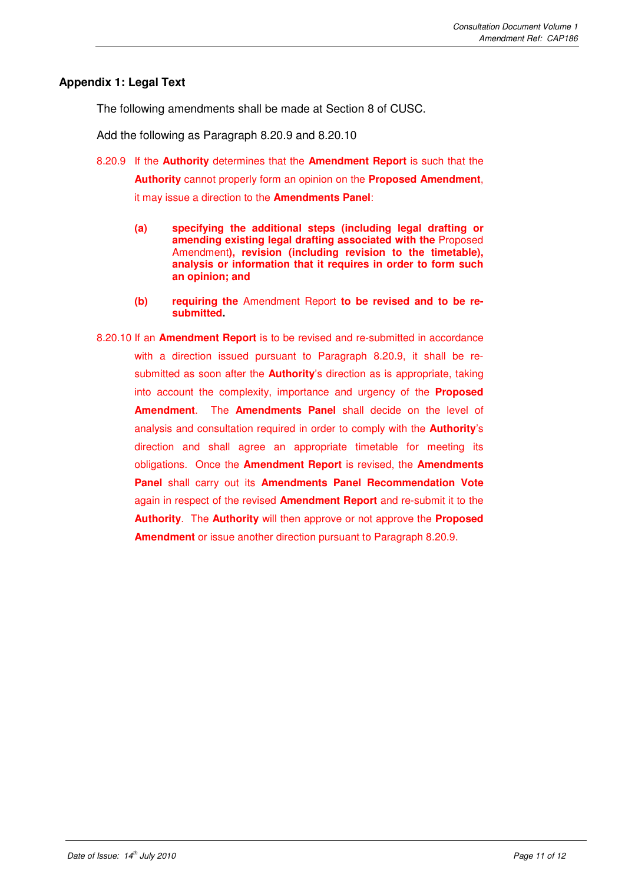## Appendix 1: Legal Text

The following amendments shall be made at Section 8 of CUSC.

Add the following as Paragraph 8.20.9 and 8.20.10

8.20.9 If the **Authority** determines that the **Amendment Report** is such that the **Authority** cannot properly form an opinion on the **Proposed Amendment**, it may issue a direction to the **Amendments Panel**:

- **(a)** **specifying the additional steps (including legal drafting or amending existing legal drafting associated with the** Proposed Amendment**), revision (including revision to the timetable), analysis or information that it requires in order to form such an opinion; and**

- **(b)** **requiring the** Amendment Report **to be revised and to be re-submitted.**

8.20.10 If an **Amendment Report** is to be revised and re-submitted in accordance with a direction issued pursuant to Paragraph 8.20.9, it shall be re-submitted as soon after the **Authority**'s direction as is appropriate, taking into account the complexity, importance and urgency of the **Proposed Amendment**. The **Amendments Panel** shall decide on the level of analysis and consultation required in order to comply with the **Authority**'s direction and shall agree an appropriate timetable for meeting its obligations. Once the **Amendment Report** is revised, the **Amendments Panel** shall carry out its **Amendments Panel Recommendation Vote** again in respect of the revised **Amendment Report** and re-submit it to the **Authority**. The **Authority** will then approve or not approve the **Proposed Amendment** or issue another direction pursuant to Paragraph 8.20.9.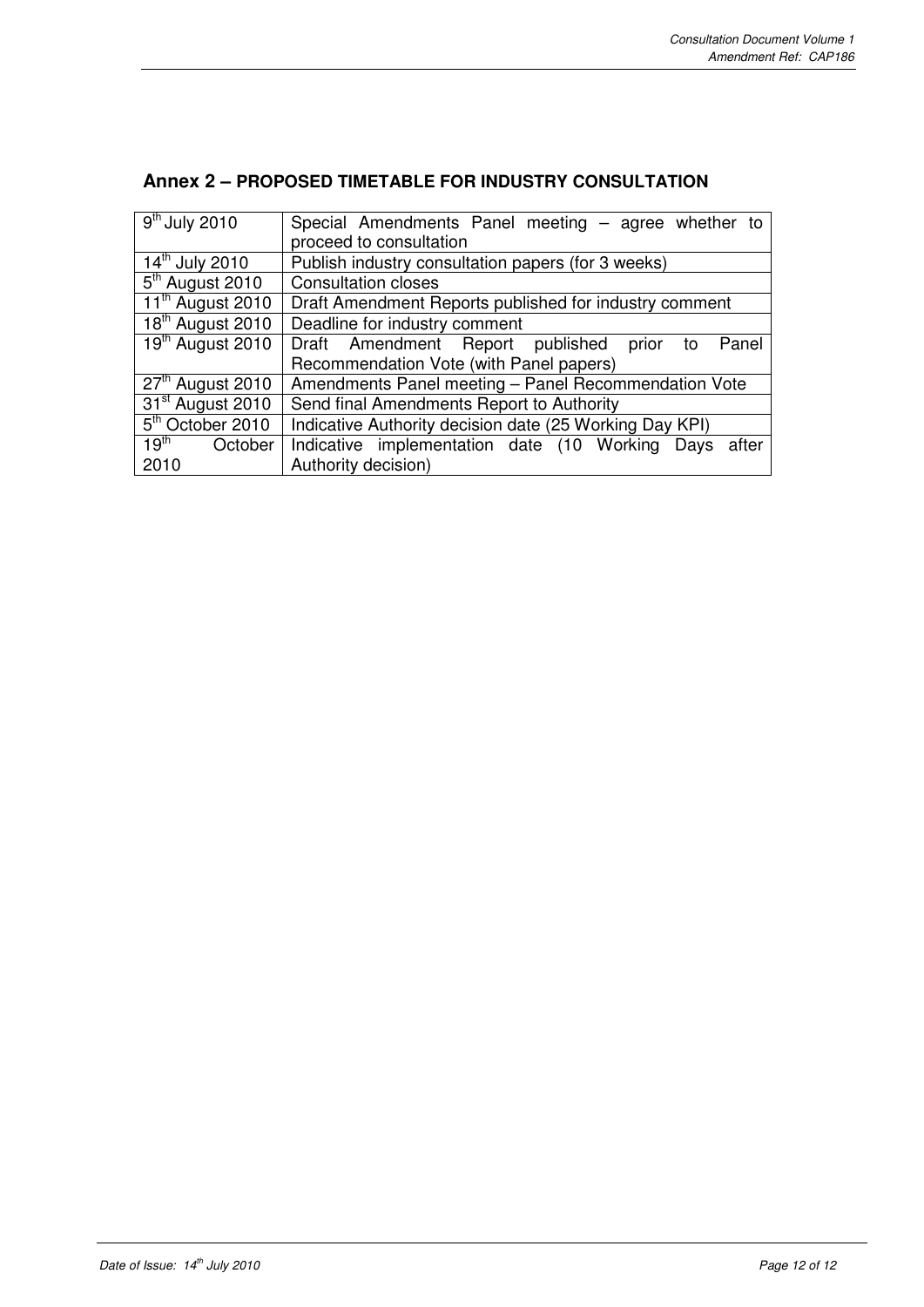## Annex 2 – PROPOSED TIMETABLE FOR INDUSTRY CONSULTATION

| | |
|---|---|
| 9th July 2010 | Special Amendments Panel meeting – agree whether to proceed to consultation |
| 14th July 2010 | Publish industry consultation papers (for 3 weeks) |
| 5th August 2010 | Consultation closes |
| 11th August 2010 | Draft Amendment Reports published for industry comment |
| 18th August 2010 | Deadline for industry comment |
| 19th August 2010 | Draft Amendment Report published prior to Panel Recommendation Vote (with Panel papers) |
| 27th August 2010 | Amendments Panel meeting – Panel Recommendation Vote |
| 31st August 2010 | Send final Amendments Report to Authority |
| 5th October 2010 | Indicative Authority decision date (25 Working Day KPI) |
| 19th October 2010 | Indicative implementation date (10 Working Days after Authority decision) |